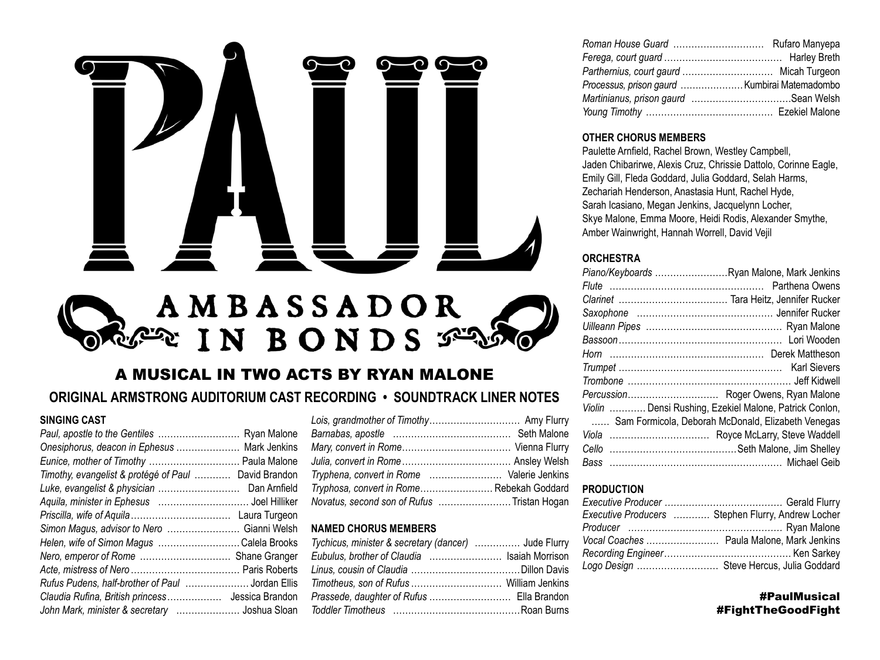# PAUL

## AMBASSADOR IN BONDS

### A MUSICAL IN TWO ACTS BY RYAN MALONE

### ORIGINAL ARMSTRONG AUDITORIUM CAST RECORDING • SOUNDTRACK LINER NOTES

#### SINGING CAST

*Paul, apostle to the Gentiles* ........................... Ryan Malone
*Onesiphorus, deacon in Ephesus* ..................... Mark Jenkins
*Eunice, mother of Timothy* .............................. Paula Malone
*Timothy, evangelist & protégé of Paul* ............ David Brandon
*Luke, evangelist & physician* ........................... Dan Arnfield
*Aquila, minister in Ephesus* .............................. Joel Hilliker
*Priscilla, wife of Aquila* ................................. Laura Turgeon
*Simon Magus, advisor to Nero* ........................ Gianni Welsh
*Helen, wife of Simon Magus* ........................... Calela Brooks
*Nero, emperor of Rome* .............................. Shane Granger
*Acte, mistress of Nero* .................................... Paris Roberts
*Rufus Pudens, half-brother of Paul* ..................... Jordan Ellis
*Claudia Rufina, British princess* .................. Jessica Brandon
*John Mark, minister & secretary* ..................... Joshua Sloan
*Lois, grandmother of Timothy* .............................. Amy Flurry
*Barnabas, apostle* ....................................... Seth Malone
*Mary, convert in Rome* .................................... Vienna Flurry
*Julia, convert in Rome* .................................... Ansley Welsh
*Tryphena, convert in Rome* ........................ Valerie Jenkins
*Tryphosa, convert in Rome* ........................ Rebekah Goddard
*Novatus, second son of Rufus* ........................ Tristan Hogan

#### NAMED CHORUS MEMBERS

*Tychicus, minister & secretary (dancer)* ............... Jude Flurry
*Eubulus, brother of Claudia* ........................ Isaiah Morrison
*Linus, cousin of Claudia* .................................... Dillon Davis
*Timotheus, son of Rufus* .............................. William Jenkins
*Prassede, daughter of Rufus* ........................... Ella Brandon
*Toddler Timotheus* .......................................... Roan Burns
*Roman House Guard* .............................. Rufaro Manyepa
*Ferega, court guard* ....................................... Harley Breth
*Parthernius, court gaurd* .............................. Micah Turgeon
*Processus, prison gaurd* ..................... Kumbirai Matemadombo
*Martinianus, prison gaurd* ................................ Sean Welsh
*Young Timothy* .......................................... Ezekiel Malone

#### OTHER CHORUS MEMBERS

Paulette Arnfield, Rachel Brown, Westley Campbell, Jaden Chibarirwe, Alexis Cruz, Chrissie Dattolo, Corinne Eagle, Emily Gill, Fleda Goddard, Julia Goddard, Selah Harms, Zechariah Henderson, Anastasia Hunt, Rachel Hyde, Sarah Icasiano, Megan Jenkins, Jacquelynn Locher, Skye Malone, Emma Moore, Heidi Rodis, Alexander Smythe, Amber Wainwright, Hannah Worrell, David Vejil

#### ORCHESTRA

*Piano/Keyboards* ........................Ryan Malone, Mark Jenkins
*Flute* .................................................. Parthena Owens
*Clarinet* .................................... Tara Heitz, Jennifer Rucker
*Saxophone* ............................................ Jennifer Rucker
*Uilleann Pipes* ............................................ Ryan Malone
*Bassoon* ...................................................... Lori Wooden
*Horn* .................................................. Derek Mattheson
*Trumpet* ..................................................... Karl Sievers
*Trombone* ..................................................... Jeff Kidwell
*Percussion* .............................. Roger Owens, Ryan Malone
*Violin* ............ Densi Rushing, Ezekiel Malone, Patrick Conlon, ...... Sam Formicola, Deborah McDonald, Elizabeth Venegas
*Viola* ................................. Royce McLarry, Steve Waddell
*Cello* ...........................................Seth Malone, Jim Shelley
*Bass* ........................................................ Michael Geib

#### PRODUCTION

*Executive Producer* ....................................... Gerald Flurry
*Executive Producers* ............ Stephen Flurry, Andrew Locher
*Producer* ................................................... Ryan Malone
*Vocal Coaches* ........................ Paula Malone, Mark Jenkins
*Recording Engineer* .......................................... Ken Sarkey
*Logo Design* ........................... Steve Hercus, Julia Goddard

**#PaulMusical**
**#FightTheGoodFight**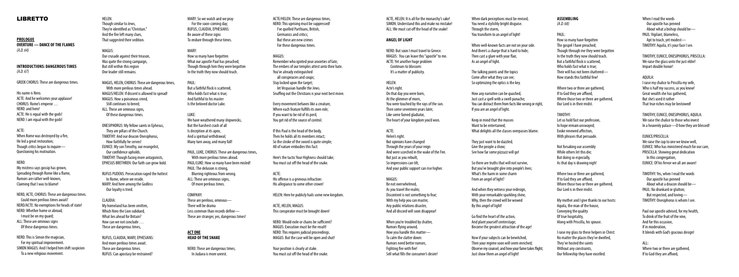# LIBRETTO

**PROLOGUE**
**OVERTURE — DANCE OF THE FLAMES**
*(A.D. 64)*

**INTRODUCTIONS: DANGEROUS TIMES**
*(A.D. 67)*

GREEK CHORUS: These are dangerous times.

His name is Nero.
ACTE: And he welcomes your applause!
CHORUS: Rome's emperor . . .
NERO: and hero!
ACTE: He is equal with the gods!
NERO: I am equal with the gods!

ACTE:
When Rome was destroyed by a fire,
He led a great restoration;
Though critics began to inquire—
Questioning his motivation.

NERO:
My mistress says gossip has grown,
Spreading through Rome like a flame,
Rumors are rather well-known,
Claiming that I was to blame!

NERO, ACTE, CHORUS: These are dangerous times.
Could more perilous times await?
NERO/ACTE: No exemptions for heads of state!
NERO: Whether home or abroad,
I must be on my guard;
ALL: These are ominous signs
Of these dangerous times.

NERO: This is Simon the magician,
For my spiritual improvement.
SIMON MAGUS: And I helped him shift suspicion
To a new religious movement.

HELEN:
Though similar to Jews,
They're identified as "Christian."
And the fire left many clues,
That suggested their sedition.

MAGUS:
Our crusade against their treason,
Was quite the strong campaign,
But still within this region
One leader still remains.

MAGUS, HELEN, CHORUS: These are dangerous times,
With more perilous times ahead.
MAGUS/HELEN: If dissent is allowed to spread!
MAGUS: How a poisonous creed,
Still continues to breed;
ALL: These are ominous signs
Of these dangerous times.

ONESIPHORUS: My fellow saints in Ephesus,
They are pillars of the Church.
TIMOTHY: And our deacon Onesiphorus,
How faithfully he serves!
EUNICE: My son Timothy, our evangelist,
Our confidence upholds.
TIMOTHY: Though facing more antagonists,
EPHESUS BRETHREN: Our faith can grow bold.

RUFUS PUDENS: Persecution raged the hottest
In Rome, where we reside.
MARY: And here among the Godless
Our loyalty is tried.

CLAUDIA:
My homeland has been smitten,
Which Nero the Lion subdued,
What lies ahead for Britain?
How can we not conclude . . .
These are dangerous times,

RUFUS, CLAUDIA, MARY, EPHESIANS:
And more perilous times await.
These are dangerous times.
RUFUS: Can apostasy be restrained?

MARY: So we watch and we pray
For the soon-coming day;
RUFUS, CLAUDIA, EPHESIANS:
Be aware of these signs
To endure through these times.

MARY:
How so many have forgotten
What our apostle Paul has preached;
Though through him they were begotten
In the truth they now should teach.

PAUL:
But a faithful flock is scattered,
Who holds fast what is true;
And faithful to his master
Is the beloved doctor Luke.

LUKE:
We have weathered many shipwrecks,
But the harshest crash of all
Is deception at its apex,
And a spiritual withdrawal;
Many turn away, and many fall!

PAUL, LUKE, CHORUS: These are dangerous times,
With more perilous times ahead.
PAUL/LUKE: How so many have been misled!
PAUL: The delusion is strong,
Blurring righteous from wrong.
ALL: These are ominous signs,
Of more perilous times.

COMPANY:
These are perilous, ominous—
There will be drama
Less common than records define—
These are stranger, yes, dangerous times!

**ACT ONE**
**HEAD OF THE SNAKE**

NERO: These are dangerous times,
In Judaea is more unrest.

ACTE/HELEN: These are dangerous times,
NERO: This uprising must be suppressed!
I've quelled Parthians, British,
Germanics and critics;
But these are new crimes
For these dangerous times.

MAGUS:
Remember who ignited your anxieties of late;
The embers of our temples attest unto their hate.
You've already extinguished
all conspiracies and coups;
Stay locked upon the target;
let Vespasian handle the Jews.
Snuffing out the Christians is your next best move.

Every movement behaves like a creature,
Where each feature fulfills its own role;
If you want to be rid of its peril,
You get rid of the source of control.

If this Paul is the head of the body,
Then he holds all its members intact;
So the stroke of the sword is quite simple;
All of nature embodies this fact:

Here's the tactic Your Highness should take;
You must cut off the head of the snake.

ACTE:
His offense is a grievous infraction:
His allegiance to some other crown!

HELEN: Here he publicly hails some new kingdom.

ACTE, HELEN, MAGUS:
This conspirator must be brought down!

NERO: Would exile or chains be sufficient?
MAGUS: Execution must be the result!
NERO: This requires judicial proceedings.
MAGUS: But the case will be open and shut!

Your position is clearly at stake.
You must cut off the head of the snake.

ACTE, HELEN: It is all for the monarchy's sake!
SIMON: Understand this and make no mistake!
ALL: We must cut off the head of the snake!

**ANGEL OF LIGHT**

NERO: But soon I must travel to Greece.
MAGUS: You can leave this "apostle" to me.
ACTE: Yet another huge problem
Continues to blossom:
It's a matter of publicity.

HELEN:
Acte's right.
On that day you were born,
At the glimmer of morn,
You were touched by the rays of the sun.
Then some seventeen years later,
Like some famed gladiator,
The heart of your kingdom you'd won.

ACTE:
Helen's right.
But opinions have changed
Through the years of your reign
And were scorched in the wake of the Fire.
But just as you rebuilt,
So impressions can tilt,
And your public support can rise higher.

MAGUS:
Be not overwhelmed,
As you travel the realm;
Discontent is not something to fear;
With my help you can master,
Any public relations disaster,
And all discord will soon disappear!

When you're troubled by chatter,
Rumors flying around,
How you handle this matter—
To calm the clatter down:
Rumors need better rumors,
Fighting fire with fire!
Sell what fills the consumer's desire!

When dark perceptions must be revised,
You need a stylishly bright disguise.
Through the storm,
You transform to an angel of light!

When well-known facts are not on your side.
And there's a charge that is hard to hide;
Then cast a glare with your flair,
As an angel of light.

The talking points and the topics
Come after what they can see;
So optimizing the optics is the key.

How any narrative can be quashed,
Just cast a spell with a swell panache;
You can distract them from facts like wrong or right,
If you are an angel of light.

Keep in mind that the masses
Want to be entertained;
What delights all the classes overpasses blame.

They just want to be dazzled;
Give the people a show;
See how far some pizzazz will go!

So there are truths that will not survive,
But you've brought glee into people's lives;
What's the harm in some charm
From an angel of light?

And when they witness your redesign,
With your remarkable sparkling shine,
Why, then the crowd will be wowed
By this angel of light!

Go find the heart of the action,
And plant yourself centerstage;
Become the greatest attraction of the age!

Now if your subjects can be bewitched,
Then your regime soon will seem enriched;
Observe my counsel, and how your fame takes flight;
Just show them an angel of light!

**ASSEMBLING**
*(A.D. 68)*

PAUL:
How so many have forgotten
The gospel I have preached;
Though through me they were begotten
In the truth they now should teach.
But a faithful flock is scattered,
Who holds fast what is true;
Their will has not been shattered—
How stands this faithful few!

Where two or three are gathered,
If to God they are affixed,
Where those two or three are gathered,
Our Lord is in their midst.

TIMOTHY:
Let us hold fast our profession,
In hope remain unswayed;
Evoke renewed affection,
With phrases that persuade.

Not forsaking our assembly
While others let this die;
But doing so especially,
As that day is drawing nigh!

Where two or three are gathered,
If to God they are affixed,
Where those two or three are gathered,
Our Lord is in their midst.

My mother and I give thanks to our hosts:
Aquila, the man of the house,
Conveying the quality
Of true hospitality,
Along with Priscilla, his spouse.

I raise my glass to these helpers in Christ:
No matter the places they've dwelled,
They've hosted the saints
Without any constraints,
Our fellowship they have excelled.

When I read the words
Our apostle has penned
About what a bishop should be—
PAUL: Vigilant, blameless,
Apt to teach, yet modest—
TIMOTHY: Aquila, it's your face I see.

TIMOTHY, EUNICE, ONESIPHORUS, PRISCILLA:
We raise the glass unto the just elder!
Impart double honor!

AQUILA:
I raise my chalice to Priscilla my wife,
Who is half my success, as you know!
Great wealth she has gathered,
But she's used it rather
That true riches may be bestowed!

TIMOTHY, EUNICE, ONESIPHORUS, AQUILA:
We raise the chalice to those who invest
In a heavenly palace—O how they are blessed!

EUNICE/PRISCILLA:
We raise the cup to one we know well,
EUNICE: Who has ministered much for our care,
PRISCILLA: Showing great dedication
In this congregation,
EUNICE: Of his fervor we all are aware!

TIMOTHY: Yes, when I read the words
Our apostle has penned
About what a deacon should be—
PAUL: No drunkard or glutton;
But respected, and loving—
TIMOTHY: Onesiphorus is whom I see.

Paul our apostle advised, for my health,
To drink of the fruit of the vine,
And for this occasion,
If in moderation,
It blends with God's gracious design!

ALL:
Where two or three are gathered,
If to God they are affixed,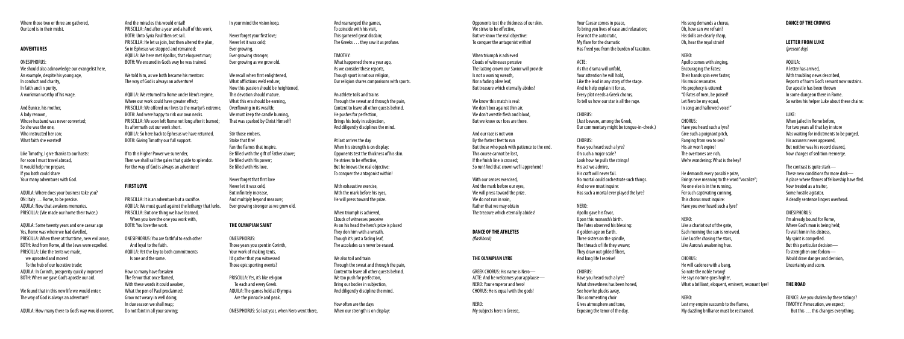Where those two or three are gathered,
Our Lord is in their midst.

### ADVENTURES

ONESIPHORUS:
We should also acknowledge our evangelist here,
An example, despite his young age,
In conduct and charity,
In faith and in purity,
A workman worthy of his wage.

And Eunice, his mother,
A lady renown,
Whose husband was never converted;
So she was the one,
Who instructed her son;
What faith she exerted!

Like Timothy, I give thanks to our hosts:
For soon I must travel abroad,
It would help me prepare,
If you both could share
Your many adventures with God.

AQUILA: Where does your business take you?
ON: Italy . . . Rome, to be precise.
AQUILA: Now that awakens memories.
PRISCILLA: (We made our home their twice.)

AQUILA: Some twenty years and one caesar ago
Yes, Rome was where we had dwelled,
PRISCILLA: When there at that time, new evil arose,
BOTH: And from Rome, all the Jews were expelled.
PRISCILLA: Like the tents we made,
we uprooted and moved
To the hub of our lucrative trade;
AQUILA: In Corinth, prosperity quickly improved
BOTH: When we gave God's apostle our aid.

We found that in this new life we would enter:
The way of God is always an adventure!

AQUILA: How many there to God's way would convert,
And the miracles this would entail!
PRISCILLA: And after a year and a half of this work,
BOTH: Unto Syria Paul then set sail.
PRISCILLA: He let us join, but then altered the plan,
So in Ephesus we stopped and remained;
AQUILA: We here met Apollos, that eloquent man;
BOTH: We ensured in God's way he was trained.

We told him, as we both became his mentors:
The way of God is always an adventure!

AQUILA: We returned to Rome under Nero's regime,
Where our work could have greater effect;
PRISCILLA: We offered our lives to the martyr's extreme,
BOTH: And were happy to risk our own necks.
PRISCILLA: We soon left Rome not long after it burned;
Its aftermath cut our work short.
AQUILA: So here back to Ephesus we have returned,
BOTH: Giving Timothy our full support.

If to this Higher Power we surrender,
Then we shall sail the gales that guide to splendor.
For the way of God is always an adventure!

### FIRST LOVE

PRISCILLA: It is an adventure but a sacrifice.
AQUILA: We must guard against the lethargy that lurks.
PRISCILLA: But one thing we have learned,
When you love the one you work with,
BOTH: You love the work.

ONESIPHORUS: You are faithful to each other
And loyal to the faith.
AQUILA: Yet the key to both commitments
Is one and the same.

How so many have forsaken
The fervor that once flamed,
With these words it could awaken,
What the pen of Paul proclaimed:
Grow not weary in well doing;
In due season we shall reap;
Do not faint in all your sowing;
In your mind the vision keep.

Never forget your first love;
Never let it wax cold;
Ever growing,
Ever growing stronger,
Ever growing as we grow old.

We recall when first enlightened,
What afflictions we'd endure;
Now this passion should be heightened,
This devotion should mature.
What this era should be earning,
Overflowing in its wealth;
We must keep the candle burning,
That was sparked by Christ Himself!

Stir those embers,
Stoke that fire!
Fan the flames that inspire.
Be filled with the gift of Father above;
Be filled with His power;
Be filled with His love.

Never forget that first love
Never let it wax cold,
But infinitely increase,
And multiply beyond measure;
Ever growing stronger as we grow old.

### THE OLYMPIAN SAINT

ONESIPHORUS:
Those years you spent in Corinth,
Your work of making tents,
I'd gather that you witnessed
Those epic sporting events?

PRISCILLA: Yes, it's like religion
To each and every Greek.
AQUILA: The games held at Olympia
Are the pinnacle and peak.

ONESIPHORUS: So last year, when Nero went there,
And rearranged the games,
To coincide with his visit,
This garnered great disdain;
The Greeks . . . they saw it as profane.

TIMOTHY:
What happened there a year ago,
As we consider these reports,
Though sport is not our religion,
Our religion shares comparisons with sports.

An athlete toils and trains
Through the sweat and through the pain,
Content to leave all other quests behind.
He pushes for perfection,
Brings his body in subjection,
And diligently disciplines the mind.

At last arrives the day
When his strength is on display:
Opponents test the thickness of his skin.
He strives to be effective,
But he knows the real objective:
To conquer the antagonist within!

With exhaustive exercise,
With the mark before his eyes,
He will press toward the prize.

When triumph is achieved,
Clouds of witnesses perceive
As on his head the hero's prize is placed
They don him with a wreath,
Though it's just a fading leaf,
The accolades can never be erased.

We also toil and train
Through the sweat and through the pain,
Content to leave all other quests behind.
We too push for perfection,
Bring our bodies in subjection,
And diligently discipline the mind.

How often are the days
When our strength is on display:
Opponents test the thickness of our skin.
We strive to be effective,
But we know the real objective:
To conquer the antagonist within!

When triumph is achieved
Clouds of witnesses perceive
The lasting crown our Savior will provide
Is not a waning wreath,
Nor a fading olive leaf,
But treasure which eternally abides!

We know this match is real:
We don't box against thin air,
We don't wrestle flesh and blood,
But we know our foes are there.

And our race is not won
By the fastest feet to run
But those who push with patience to the end.
This course cannot be lost,
If the finish line is crossed;
So run! And that crown we'll apprehend!

With our senses exercised,
And the mark before our eyes,
We will press toward the prize.
We do not run in vain,
Rather that we may obtain
The treasure which eternally abides!

### DANCE OF THE ATHLETES
*(flashback)*

### THE OLYMPIAN LYRE

GREEK CHORUS: His name is Nero—
ACTE: And he welcomes your applause—
NERO: Your emperor and hero!
CHORUS: He is equal with the gods!

NERO:
My subjects here in Greece,
Your Caesar comes in peace,
To bring you lives of ease and relaxation;
Fear not the autocratic,
My flare for the dramatic
Has freed you from the burden of taxation.

ACTE:
As this drama will unfold,
Your attention he will hold,
Like the lead in any story of the stage.
And to help explain it for us,
Every plot needs a Greek chorus,
To tell us how our star is all the rage.

CHORUS:
(Just beware, among the Greek,
Our commentary might be tongue-in-cheek.)

CHORUS:
Have you heard such a lyre?
On such a major scale?
Look how he pulls the strings!
His act we admire,
His craft will never fail.
No mortal could orchestrate such things.
And so we must inquire:
Has such a mortal ever played the lyre?

NERO:
Apollo gave his favor,
Upon this monarch's birth.
The Fates observed his blessing:
A golden age on Earth.
Three sisters on the spindle,
The threads of life they weave;
They draw out gilded fibers,
And long life I receive!

CHORUS:
Have you heard such a lyre?
What shrewdness has been honed,
See how he plucks away,
This commenting choir
Gives atmosphere and tone,
Exposing the tenor of the day.
His song demands a chorus,
Oh, how can we refrain?
His skills are clearly sharp,
Oh, hear the royal strain!

NERO:
Apollo comes with singing,
Encouraging the Fates;
Their hands spin ever faster;
His music resonates.
His prophecy is uttered:
"O Fates of men, be poised!
Let Nero be my equal,
In song and hallowed voice!"

CHORUS:
Have you heard such a lyre?
Give such a poignant pitch,
Ranging from sea to sea?
His air won't expire!
The overtones are rich,
We're wondering: What is the key?

He demands every possible prize,
Brings new meaning to the word "vocalize";
No one else is in the running,
For such captivating cunning,
This chorus must inquire:
Have you ever heard such a lyre?

NERO:
Like a chariot out of the gate,
Each morning the sun is renewed.
Like Lucifer chasing the stars,
Like Aurora's awakening hue.

CHORUS:
He will cadence with a bang,
So note the noble twang!
He says no tune goes higher,
What a brilliant, eloquent, eminent, resonant lyre!

NERO:
Lest my empire succumb to the flames,
My dazzling brilliance must be restrained.

### DANCE OF THE CROWNS

### LETTER FROM LUKE
*(present day)*

AQUILA:
A letter has arrived,
With troubling news described,
Reports of harm God's servant now sustains.
Our apostle has been thrown
In some dungeon there in Rome.
So writes his helper Luke about these chains:

LUKE:
When jailed in Rome before,
For two years all that lay in store
Was waiting for indictments to be purged.
His accusers never appeared,
But neither was his record cleared,
Now charges of sedition reemerge.

The contrast is quite stark—
These new conditions far more dark—
A place where flames of fellowship have fled.
Now treated as a traitor,
Some hostile agitator,
A deadly sentence lingers overhead.

ONESIPHORUS:
I'm already bound for Rome,
Where God's man is being held;
To visit him in his distress,
My spirit is compelled.
But this particular decision—
To strengthen one forlorn—
Would draw danger and derision,
Uncertainty and scorn.

### THE ROAD

EUNICE: Are you shaken by these tidings?
TIMOTHY: Persecution, we expect;
But this . . . this changes everything.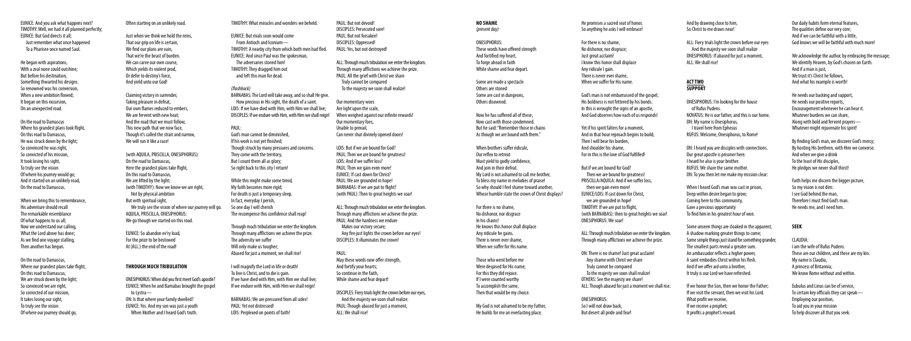EUNICE: And you ask what happens next?
TIMOTHY: Well, we had it all planned perfectly;
EUNICE: But God directs it all;
Just remember what once happened
To a Pharisee once named Saul.

He began with aspirations,
With a zeal none could outshine;
But before his destination,
Something thwarted his designs.
So renowned was his conversion,
When a new ambition flowed;
It began on this excursion,
On an unexpected road.

On the road to Damascus
Where his grandest plans took flight,
On this road to Damascus,
He was struck down by the light;
So convinced he was right,
So convicted of his mission,
It took losing his sight,
To truly see the vision
Of where his journey would go;
And it started on an unlikely road,
On the road to Damascus.

When we bring this to remembrance,
His adventure should recall
The remarkable resemblance
Of what happens to us all;
Now we understand our calling,
What the Lord above has done;
As we find one voyage stalling,
Then another has begun.

On the road to Damascus,
Where our grandest plans take flight,
On this road to Damascus,
We are struck down by the light;
So convinced we are right,
So convicted of our mission,
It takes losing our sight,
To truly see the vision
Of where our journey should go,
Often starting on an unlikely road.

Just when we think we hold the reins,
That our grip on life is certain,
We find our plans are vain,
That we're the beast of burden.
We can carve our own course,
Which yields its violent prod,
Or defer to destiny's force,
And yield unto our God!

Claiming victory in surrender,
Taking pleasure in defeat,
Our own flames reduced to embers,
We are fervent with new heat;
And the road that we must follow,
This new path that we now face,
Though it's called the strait and narrow,
We will run it like a race!

(with AQUILA, PRISCILLA, ONESIPHORUS):
On the road to Damascus,
Here the grandest plans take flight,
On this road to Damascus,
We are lifted by the light;
(with TIMOTHY): Now we know we are right,
Not by physical ambition
But with spiritual sight,
We truly see the vision of where our journey will go.
AQUILA, PRISCILLA, ONESIPHORUS:
We go though we started on this road.

EUNICE: So abandon ev'ry load,
For the prize to be bestowed
At (ALL:) the end of the road!

## THROUGH MUCH TRIBULATION

ONESIPHORUS: When did you first meet God's apostle?
EUNICE: When he and Barnabas brought the gospel to Lystra—
ON: Is that where your family dwelled?
EUNICE: Yes. And my son was just a youth
When Mother and I heard God's truth.

TIMOTHY: What miracles and wonders we beheld.

EUNICE: But rivals soon would come
From Antioch and Iconium—
TIMOTHY: A nearby city from which both men had fled.
EUNICE: And since Paul was the spokesman,
The adversaries stoned him!
TIMOTHY: They dragged him out
and left this man for dead.

*(flashback)*
BARNABAS: The Lord will take away, and so shall He give.
How precious in His sight, the death of a saint.
LOIS: If we have died with Him, with Him we shall live;
DISCIPLES: If we endure with Him, with Him we shall reign!

PAUL:
God's man cannot be diminished,
If his work is not yet finished;
Though struck by many pressures and concerns.
They come with the territory,
But I count them all as glory;
So right back to this city I return!

While this might make some timid,
My faith becomes more rigid;
For death is just a temporary sleep.
In fact, everyday I perish,
So one day I will cherish
The recompense this confidence shall reap!

Through much tribulation we enter the kingdom.
Through many afflictions we achieve the prize.
The adversity we suffer
Will only make us tougher;
Abased for just a moment, we shall rise!

I will magnify the Lord in life or death!
To live is Christ, and to die is gain.
If we have died with Him, with Him we shall live;
If we endure with Him, with Him we shall reign!

BARNABAS: We are pressured from all sides!
PAUL: Yet not distressed!
LOIS: Perplexed on points of faith!

PAUL: But not devoid!
DISCIPLES: Persecuted sore!
PAUL: But not forsaken!
DISCIPLES: Oppressed!
PAUL: Yes, but not destroyed!

ALL: Through much tribulation we enter the kingdom.
Through many afflictions we achieve the prize.
PAUL: All the grief with Christ we share
Truly cannot be compared
To the majesty we soon shall realize!

Our momentary woes
Are light upon the scale,
When weighed against our infinite rewards!
Our momentary foes,
Unable to prevail,
Can never shut divinely opened doors!

LOIS: But if we are bound for God?
PAUL: Then we are bound for greatness!
LOIS: And if we suffer loss?
PAUL: Then we gain even more!
EUNICE: If cast down for Christ?
PAUL: We are grounded in hope!
BARNABAS: If we are put to flight?
(with PAUL): Then to great heights we soar!

ALL: Through much tribulation we enter the kingdom.
Through many afflictions we achieve the prize.
PAUL: And the hardness we endure
Makes our victory secure;
Any fire just lights the crown before our eyes!
DISCIPLES: It illuminates the crown!

PAUL:
May these words now offer strength,
And fortify your hearts;
So continue in the faith,
While shame and fear depart!

DISCIPLES: Fiery trials light the crown before our eyes,
And the majesty we soon shall realize:
PAUL: Though abased for just a moment,
ALL: We shall rise!

## NO SHAME
*(present day)*

ONESIPHORUS:
These words have offered strength
And fortified my heart,
To forge ahead in faith
While shame and fear depart.

Some are made a spectacle
Others are stoned
Some are cast in dungeons,
Others disowned.

Now he has suffered all of these,
Now cast with those condemned.
But he said: "Remember those in chains
As though we are bound with them."

When brothers suffer ridicule,
Our reflex to retreat
Must yield to godly confidence,
And join in their defeat.
My Lord is not ashamed to call me brother,
To bless my name in melodies of praise!
So why should I feel shame toward another,
Whose humble state the crown of Christ displays?

For there is no shame,
No dishonor, nor disgrace
In his chains!
He knows this honor shall displace
Any ridicule he gains.
There is never ever shame,
When we suffer for His name.

Those who went before me
Were despised for His name;
For this they did rejoice.
If I were counted worthy
To accomplish the same,
Then that would be my choice.

My God is not ashamed to be my Father,
He builds for me an everlasting place;
He promises a sacred seat of honor,
So anything he asks I will embrace!

For there is no shame,
No dishonor, nor disgrace;
Just great acclaim!
I know this honor shall displace
Any ridicule I gain.
There is never ever shame,
When we suffer for His name.

God's man is not embarrassed of the gospel;
His boldness is not fettered by his bonds.
In this is wrought the signs of an apostle,
And God observes how each of us responds!

Yet if his spirit falters for a moment,
And in that hour reproach begins to build,
Then I will bear his burden,
And shoulder his shame,
For in this is the love of God fulfilled!

But if we are bound for God?
Then we are bound for greatness!
PRISCILLA/AQUILA: And if we suffer loss,
then we gain even more!
EUNICE/LOIS: If cast down for Christ,
we are grounded in hope!
TIMOTHY: If we are put to flight,
(with BARNABAS): then to great heights we soar!
ONESIPHORUS: We soar!

ALL: Through much tribulation we enter the kingdom.
Through many afflictions we achieve the prize.

ON: There is no shame! Just great acclaim!
Any shame with Christ we share
Truly cannot be compared
To the majesty we soon shall realize!
OTHERS: See the majesty we share!
ALL: Though abased for just a moment we shall rise.

ONESIPHORUS:
So I will not draw back,
But desert all pride and fear!
And by drawing close to him,
So Christ to me draws near!

ALL: Fiery trials light the crown before our eyes
And the majesty we soon shall realize
ONESIPHORUS: If abased for just a moment,
ALL: We shall rise!

## ACT TWO
## SUPPORT

ONESIPHORUS: I'm looking for the house
of Rufus Pudens.
NOVATUS: He is our father, and this is our home.
ON: My name is Onesiphorus,
I travel here from Ephesus
RUFUS: Welcome, Onesiphorus, to Rome!

ON: I heard you are disciples with connections.
Our great apostle is prisoner here.
I heard he is also your brother.
RUFUS: We share the same mother.
ON: To you then let me make my mission clear:

When I heard God's man was cast in prison,
Deep within desire began to grow;
Coming here to this community,
Gave a precious opportunity
To find him in his greatest hour of woe.

Some unseen things are cloaked in the apparent,
A shadow marking greater things to come;
Some simple things just stand for something grander,
The smallest parts reveal a greater sum.
An ambassador reflects a higher power,
A saint embodies Christ within his flesh.
And if we offer aid unto a brother,
It truly is our Lord we have refreshed.

If we honor the Son, then we honor the Father;
If we visit the servant, then we visit his Lord.
What profit we receive,
If we receive a prophet;
It profits a prophet's reward.

Our daily habits form eternal features,
The qualities define our very core;
And if we can be faithful with a little,
God knows we will be faithful with much more!

We acknowledge the author, by embracing the message;
We identify Heaven, by God's chosen on Earth.
And if a man is just,
We trust it's Christ he follows,
And what his example is worth!

He needs our backing and support,
He needs our positive reports,
Encouragement whenever he can hear it.
Whatever burdens we can share,
Along with bold and fervent prayers—
Whatever might rejuvenate his spirit!

By finding God's man, we discover God's mercy;
By hosting His brethren, with Him we converse.
And when we give a drink
To the least of His disciples,
He pledges we never shall thirst!

Faith helps me discern the bigger picture,
So my vision is not dim:
I see God behind the man,
Therefore I must find God's man.
He needs me, and I need him.

## SEEK

CLAUDIA:
I am the wife of Rufus Pudens.
These are our children, and these are my kin.
My name is Claudia,
A princess of Britannia;
We know Rome without and within.

Eubulus and Linus can be of service,
To certain key officials they can speak—
Employing our position,
To aid you in your mission
To help discover all that you seek.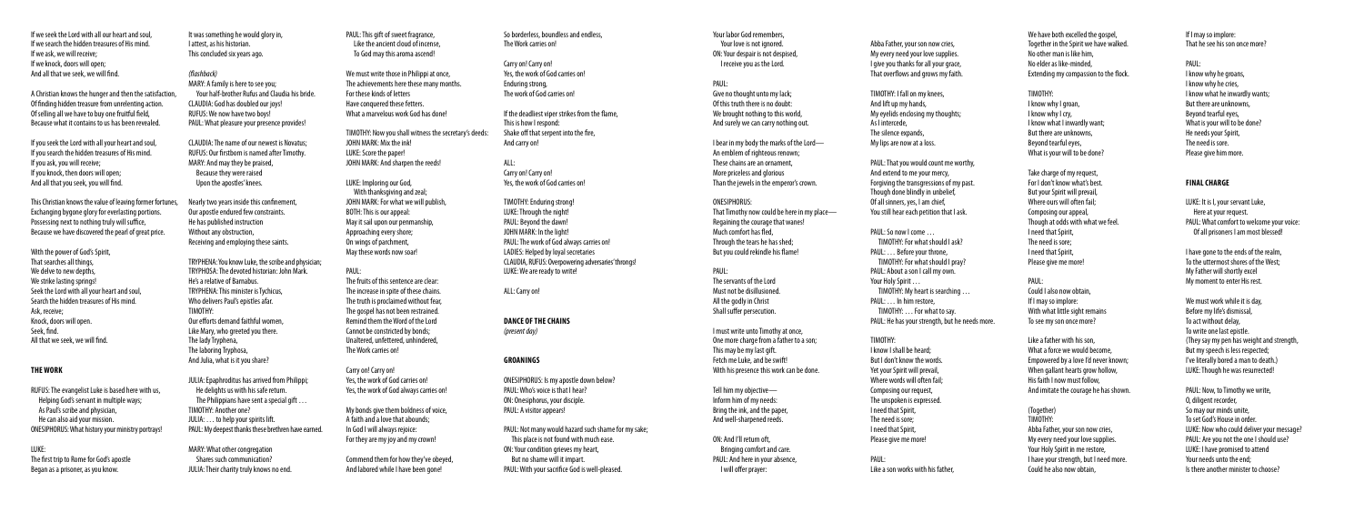If we seek the Lord with all our heart and soul,
If we search the hidden treasures of His mind.
If we ask, we will receive;
If we knock, doors will open;
And all that we seek, we will find.

A Christian knows the hunger and then the satisfaction,
Of finding hidden treasure from unrelenting action.
Of selling all we have to buy one fruitful field,
Because what it contains to us has been revealed.

If you seek the Lord with all your heart and soul,
If you search the hidden treasures of His mind.
If you ask, you will receive;
If you knock, doors will open;
And all that you seek, you will find.

This Christian knows the value of leaving former fortunes,
Exchanging bygone glory for everlasting portions.
Possessing next to nothing truly will suffice,
Because we have discovered the pearl of great price.

With the power of God's Spirit,
That searches all things,
We delve to new depths,
We strike lasting springs!
Seek the Lord with all your heart and soul,
Search the hidden treasures of His mind.
Ask, receive;
Knock, doors will open.
Seek, find.
All that we seek, we will find.

### THE WORK

RUFUS: The evangelist Luke is based here with us,
Helping God's servant in multiple ways;
As Paul's scribe and physician,
He can also aid your mission.
ONESIPHORUS: What history your ministry portrays!

LUKE:
The first trip to Rome for God's apostle
Began as a prisoner, as you know.
It was something he would glory in,
I attest, as his historian.
This concluded six years ago.

*(flashback)*
MARY: A family is here to see you;
Your half-brother Rufus and Claudia his bride.
CLAUDIA: God has doubled our joys!
RUFUS: We now have two boys!
PAUL: What pleasure your presence provides!

CLAUDIA: The name of our newest is Novatus;
RUFUS: Our firstborn is named after Timothy.
MARY: And may they be praised,
Because they were raised
Upon the apostles' knees.

Nearly two years inside this confinement,
Our apostle endured few constraints.
He has published instruction
Without any obstruction,
Receiving and employing these saints.

TRYPHENA: You know Luke, the scribe and physician;
TRYPHOSA: The devoted historian: John Mark.
He's a relative of Barnabus.
TRYPHENA: This minister is Tychicus,
Who delivers Paul's epistles afar.
TIMOTHY:
Our efforts demand faithful women,
Like Mary, who greeted you there.
The lady Tryphena,
The laboring Tryphosa,
And Julia, what is it you share?

JULIA: Epaphroditus has arrived from Philippi;
He delights us with his safe return.
The Philippians have sent a special gift . . .
TIMOTHY: Another one?
JULIA: . . . to help your spirits lift.
PAUL: My deepest thanks these brethren have earned.

MARY: What other congregation
Shares such communication?
JULIA: Their charity truly knows no end.
PAUL: This gift of sweet fragrance,
Like the ancient cloud of incense,
To God may this aroma ascend!

We must write those in Philippi at once,
The achievements here these many months.
For these kinds of letters
Have conquered these fetters.
What a marvelous work God has done!

TIMOTHY: Now you shall witness the secretary's deeds:
JOHN MARK: Mix the ink!
LUKE: Score the paper!
JOHN MARK: And sharpen the reeds!

LUKE: Imploring our God,
With thanksgiving and zeal;
JOHN MARK: For what we will publish,
BOTH: This is our appeal:
May it sail upon our penmanship,
Approaching every shore;
On wings of parchment,
May these words now soar!

PAUL:
The fruits of this sentence are clear:
The increase in spite of these chains.
The truth is proclaimed without fear,
The gospel has not been restrained.
Remind them the Word of the Lord
Cannot be constricted by bonds;
Unaltered, unfettered, unhindered,
The Work carries on!

Carry on! Carry on!
Yes, the work of God carries on!
Yes, the work of God always carries on!

My bonds give them boldness of voice,
A faith and a love that abounds;
In God I will always rejoice:
For they are my joy and my crown!

Commend them for how they've obeyed,
And labored while I have been gone!
So borderless, boundless and endless,
The Work carries on!

Carry on! Carry on!
Yes, the work of God carries on!
Enduring strong,
The work of God carries on!

If the deadliest viper strikes from the flame,
This is how I respond:
Shake off that serpent into the fire,
And carry on!

ALL:
Carry on! Carry on!
Yes, the work of God carries on!

TIMOTHY: Enduring strong!
LUKE: Through the night!
PAUL: Beyond the dawn!
JOHN MARK: In the light!
PAUL: The work of God always carries on!
LADIES: Helped by loyal secretaries
CLAUDIA, RUFUS: Overpowering adversaries' throngs!
LUKE: We are ready to write!

ALL: Carry on!

### DANCE OF THE CHAINS
*(present day)*

### GROANINGS

ONESIPHORUS: Is my apostle down below?
PAUL: Who's voice is that I hear?
ON: Onesiphorus, your disciple.
PAUL: A visitor appears!

PAUL: Not many would hazard such shame for my sake;
This place is not found with much ease.
ON: Your condition grieves my heart,
But no shame will it impart.
PAUL: With your sacrifice God is well-pleased.
Your labor God remembers,
Your love is not ignored.
ON: Your despair is not despised,
I receive you as the Lord.

PAUL:
Give no thought unto my lack;
Of this truth there is no doubt:
We brought nothing to this world,
And surely we can carry nothing out.

I bear in my body the marks of the Lord—
An emblem of righteous renown;
These chains are an ornament,
More priceless and glorious
Than the jewels in the emperor's crown.

ONESIPHORUS:
That Timothy now could be here in my place—
Regaining the courage that wanes!
Much comfort has fled,
Through the tears he has shed;
But you could rekindle his flame!

PAUL:
The servants of the Lord
Must not be disillusioned.
All the godly in Christ
Shall suffer persecution.

I must write unto Timothy at once,
One more charge from a father to a son;
This may be my last gift.
Fetch me Luke, and be swift!
With his presence this work can be done.

Tell him my objective—
Inform him of my needs:
Bring the ink, and the paper,
And well-sharpened reeds.

ON: And I'll return oft,
Bringing comfort and care.
PAUL: And here in your absence,
I will offer prayer:
Abba Father, your son now cries,
My every need your love supplies.
I give you thanks for all your grace,
That overflows and grows my faith.

TIMOTHY: I fall on my knees,
And lift up my hands,
My eyelids enclosing my thoughts;
As I intercede,
The silence expands,
My lips are now at a loss.

PAUL: That you would count me worthy,
And extend to me your mercy,
Forgiving the transgressions of my past.
Though done blindly in unbelief,
Of all sinners, yes, I am chief,
You still hear each petition that I ask.

PAUL: So now I come . . .
TIMOTHY: For what should I ask?
PAUL: . . . Before your throne,
TIMOTHY: For what should I pray?
PAUL: About a son I call my own.
Your Holy Spirit . . .
TIMOTHY: My heart is searching . . .
PAUL: . . . In him restore,
TIMOTHY: . . . For what to say.
PAUL: He has your strength, but he needs more.

TIMOTHY:
I know I shall be heard;
But I don't know the words.
Yet your Spirit will prevail,
Where words will often fail;
Composing our request,
The unspoken is expressed.
I need that Spirit,
The need is sore;
I need that Spirit,
Please give me more!

PAUL:
Like a son works with his father,
We have both excelled the gospel,
Together in the Spirit we have walked.
No other man is like him,
No elder as like-minded,
Extending my compassion to the flock.

TIMOTHY:
I know why I groan,
I know why I cry,
I know what I inwardly want;
But there are unknowns,
Beyond tearful eyes,
What is your will to be done?

Take charge of my request,
For I don't know what's best.
But your Spirit will prevail,
Where ours will often fail;
Composing our request,
Though at odds with what we feel.
I need that Spirit,
The need is sore;
I need that Spirit,
Please give me more!

PAUL:
Could I also now obtain,
If I may so implore:
With what little sight remains
To see my son once more?

Like a father with his son,
What a force we would become,
Empowered by a love I'd never known;
When gallant hearts grow hollow,
His faith I now must follow,
And imitate the courage he has shown.

(Together)
TIMOTHY:
Abba Father, your son now cries,
My every need your love supplies.
Your Holy Spirit in me restore,
I have your strength, but I need more.
Could he also now obtain,
If I may so implore:
That he see his son once more?

PAUL:
I know why he groans,
I know why he cries,
I know what he inwardly wants;
But there are unknowns,
Beyond tearful eyes,
What is your will to be done?
He needs your Spirit,
The need is sore.
Please give him more.

### FINAL CHARGE

LUKE: It is I, your servant Luke,
Here at your request.
PAUL: What comfort to welcome your voice:
Of all prisoners I am most blessed!

I have gone to the ends of the realm,
To the uttermost shores of the West;
My Father will shortly excel
My moment to enter His rest.

We must work while it is day,
Before my life's dismissal,
To act without delay,
To write one last epistle.
(They say my pen has weight and strength,
But my speech is less respected;
I've literally bored a man to death.)
LUKE: Though he was resurrected!

PAUL: Now, to Timothy we write,
O, diligent recorder,
So may our minds unite,
To set God's House in order.
LUKE: Now who could deliver your message?
PAUL: Are you not the one I should use?
LUKE: I have promised to attend
Your needs unto the end;
Is there another minister to choose?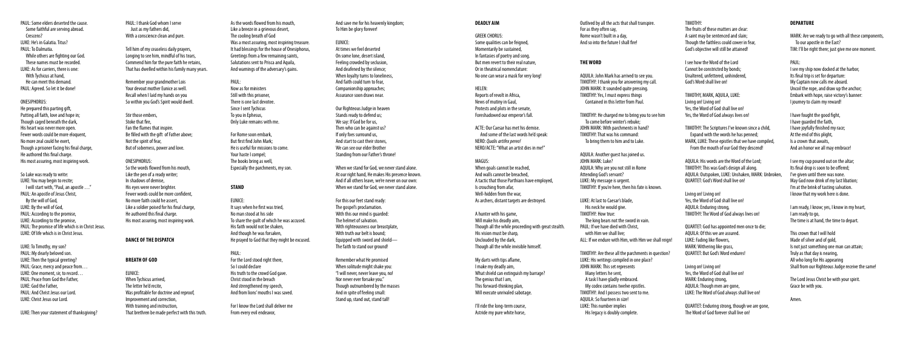PAUL: Some elders deserted the cause.
 Some faithful are serving abroad.
 Crescens?
LUKE: He's in Galatia. Titus?
PAUL: To Dalmatia.
 While others are fighting our God.
 These names must be recorded.
LUKE: As for carriers, there is one:
 With Tychicus at hand,
 He can meet this demand.
PAUL: Agreed. So let it be done!

ONESIPHORUS:
He prepared this parting gift,
Putting all faith, love and hope in;
Though caged beneath the dark,
His heart was never more open.
Fewer words could be more eloquent,
No more zeal could he exert,
Though a prisoner facing his final charge,
He authored this final charge.
His most assuring, most inspiring work.

So Luke was ready to write:
LUKE: You may begin to recite;
 I will start with, "Paul, an apostle . . ."
PAUL: An apostle of Jesus Christ,
 By the will of God,
LUKE: By the will of God,
PAUL: According to the promise,
LUKE: According to the promise,
PAUL: The promise of life which is in Christ Jesus.
LUKE: Of life which is in Christ Jesus.

LUKE: To Timothy, my son?
PAUL: My dearly beloved son.
LUKE: Then the typical greeting?
PAUL: Grace, mercy and peace from. . .
LUKE: One moment, sir, to record. . .
PAUL: Peace from God the Father,
LUKE: God the Father,
PAUL: And Christ Jesus our Lord.
LUKE: Christ Jesus our Lord.

LUKE: Then your statement of thanksgiving?

PAUL: I thank God whom I serve
 Just as my fathers did,
With a conscience clean and pure.

Tell him of my ceaseless daily prayers,
Longing to see him, mindful of his tears,
Commend him for the pure faith he retains,
That has dwelled within his family many years.

Remember your grandmother Lois
Your devout mother Eunice as well.
Recall when I laid my hands on you
So within you God's Spirit would dwell.

Stir those embers,
Stoke that fire,
Fan the flames that inspire.
Be filled with the gift of Father above;
Not the spirit of fear,
But of soberness, power and love.

ONESIPHORUS:
So the words flowed from his mouth,
Like the pen of a ready writer;
In shadows of demise,
His eyes were never brighter.
Fewer words could be more confident,
No more faith could he assert,
Like a soldier poised for his final charge,
He authored this final charge.
His most assuring, most inspiring work.

## DANCE OF THE DISPATCH

## BREATH OF GOD

EUNICE:
When Tychicus arrived,
The letter he'd recite,
Was profitable for doctrine and reproof,
Improvement and correction,
With training and instruction,
That brethren be made perfect with this truth.

As the words flowed from his mouth,
Like a breeze in a grievous desert,
The cooling breath of God
Was a most assuring, most inspiring treasure.
It had blessings for the house of Onesiphorus,
Greetings from a few remaining saints,
Salutations sent to Prisca and Aquila,
And warnings of the adversary's gains.

PAUL:
Now as for ministers
Still with this prisoner,
There is one last devotee.
Since I sent Tychicus
To you in Ephesus,
Only Luke remains with me.

For Rome soon embark,
But first find John Mark;
He is useful for missions to come.
Your haste I compel;
The books bring as well,
Especially the parchments, my son.

## STAND

EUNICE:
It says when he first was tried,
No man stood at his side
To share the guilt of which he was accused.
His faith would not be shaken,
And though he was forsaken,
He prayed to God that they might be excused.

PAUL:
For the Lord stood right there,
So I could declare
His truth to the crowd God gave.
Christ stood in the breach
And strengthened my speech,
And from lions' mouths I was saved.

For I know the Lord shall deliver me
From every evil endeavor,

And save me for his heavenly kingdom;
To Him be glory forever!

EUNICE:
At times we feel deserted
On some lone, desert island,
Feeling crowded by seclusion,
And deafened by the silence;
When loyalty turns to loneliness,
And faith could turn to fear,
Companionship approaches;
Assurance soon draws near.

Our Righteous Judge in heaven
Stands ready to defend us;
We say: If God be for us,
Then who can be against us?
If only foes surround us,
And start to cast their stones,
We can see our elder Brother
Standing from our Father's throne!

When we stand for God, we never stand alone.
At our right hand, He makes His presence known.
And if all others leave, we're never on our own:
When we stand for God, we never stand alone.

For this our feet stand ready:
The gospel's proclamation.
With this our mind is guarded:
The helmet of salvation.
With righteousness our breastplate,
With truth our belt is bound;
Equipped with sword and shield—
The faith to stand our ground!

Remember what He promised
When solitude might shake you:
"I will never, never leave you, no!
Nor never ever forsake you."
Though outnumbered by the masses
And in spite of feeling small:
Stand up, stand out, stand tall!

## DEADLY AIM

GREEK CHORUS:
Some qualities can be feigned,
Momentarily be sustained,
In fantasies of poetry and song.
But men revert to their real nature,
Or in theatrical nomenclature:
No one can wear a mask for very long!

HELEN:
Reports of revolt in Africa,
News of mutiny in Gaul,
Protests and plots in the senate,
Foreshadowed our emperor's fall.

ACTE: Our Caesar has met his demise.
 And some of the last words he'd speak:
NERO: *Qualis artifex pereo!*
NERO/ACTE: "What an artist dies in me!"

MAGUS:
When goals cannot be reached,
And walls cannot be breached,
A tactic that those Parthians have employed,
Is crouching from afar,
Well-hidden from the war,
As archers, distant targets are destroyed.

A hunter with his game,
Will make his deadly aim,
Though all the while proceeding with great stealth.
His vision must be sharp,
Unclouded by the dark,
Though all the while invisible himself.

My darts with tips aflame,
I make my deadly aim,
What shield can extinguish my barrage?
The genius that I am,
This forward-thinking plan,
Will execute unrivaled sabotage.

I'll ride the long-term course,
Astride my pure white horse,
Outlived by all the acts that shall transpire.
For as they often say,
Rome wasn't built in a day,
And so into the future I shall fire!

## THE WORD

AQUILA: John Mark has arrived to see you.
TIMOTHY: I thank you for answering my call.
JOHN MARK: It sounded quite pressing.
TIMOTHY: Yes, I must express things
 Contained in this letter from Paul.

TIMOTHY: He charged me to bring you to see him
 To come before winter's rebuke;
JOHN MARK: With parchments in hand?
TIMOTHY: That was his command:
 To bring them to him and to Luke.

AQUILA: Another guest has joined us.
JOHN MARK: Luke?
AQUILA: Why are you not still in Rome
Attending God's servant?
LUKE: My message is urgent.
TIMOTHY: If you're here, then his fate is known.

LUKE: At last to Caesar's blade,
 His neck he would give.
TIMOTHY: How true:
 The king bears not the sword in vain.
PAUL: If we have died with Christ,
 with Him we shall live;
ALL: If we endure with Him, with Him we shall reign!

TIMOTHY: Are these all the parchments in question?
LUKE: His writings compiled in one place?
JOHN MARK: This set represents
 Many letters he sent,
 A task I have gladly embraced.
 My codex contains twelve epistles.
TIMOTHY: And I possess two sent to me.
AQUILA: So fourteen in size!
LUKE: This number implies
 His legacy is doubly complete.

TIMOTHY:
The fruits of these matters are clear:
A saint may be sentenced and slain;
Though the faithless could cower in fear,
God's objective will still be attained!

I see how the Word of the Lord
Cannot be constricted by bonds;
Unaltered, unfettered, unhindered,
God's Word shall live on!

TIMOTHY, MARK, AQUILA, LUKE:
Living on! Living on!
Yes, the Word of God shall live on!
Yes, the Word of God always lives on!

TIMOTHY: The Scriptures I've known since a child,
 Expand with the words he has penned;
MARK, LUKE: These epistles that we have compiled,
 From the mouth of our God they descend!

AQUILA: His words are the Word of the Lord;
TIMOTHY: This was God's design all along.
AQUILA: Outspoken, LUKE: Unshaken, MARK: Unbroken,
QUARTET: God's Word shall live on!

Living on! Living on!
Yes, the Word of God shall live on!
AQUILA: Enduring strong,
TIMOTHY: The Word of God always lives on!

QUARTET: God has appointed men once to die;
AQUILA: Of this we are assured.
LUKE: Fading like flowers,
MARK: Withering like grass,
QUARTET: But God's Word endures!

Living on! Living on!
Yes, the Word of God shall live on!
MARK: Enduring strong,
AQUILA: Though men are gone,
LUKE: The Word of God always shall live on!

QUARTET: Enduring strong, though we are gone,
The Word of God forever shall live on!

## DEPARTURE

MARK: Are we ready to go with all these components,
 To our apostle in the East?
TIM: I'll be right there; just give me one moment.

PAUL:
I see my ship now docked at the harbor,
Its final trip is set for departure:
My Captain now calls me aboard.
Uncoil the rope, and draw up the anchor;
Embark with hope, raise victory's banner:
I journey to claim my reward!

I have fought the good fight,
I have guarded the faith,
I have joyfully finished my race;
At the end of this plight,
Is a crown that awaits,
And an honor we all may embrace!

I see my cup poured out on the altar;
Its final drop is soon to be offered;
I've given until there was none.
May God now drink of my last libation;
I'm at the brink of tasting salvation.
I know that my work here is done.

I am ready, I know; yes, I know in my heart,
I am ready to go,
The time is at hand, the time to depart.

This crown that I will hold
Made of silver and of gold,
Is not just something one man can attain;
Truly as that day is nearing,
All who long for His appearing
Shall from our Righteous Judge receive the same!

The Lord Jesus Christ be with your spirit.
Grace be with you.

Amen.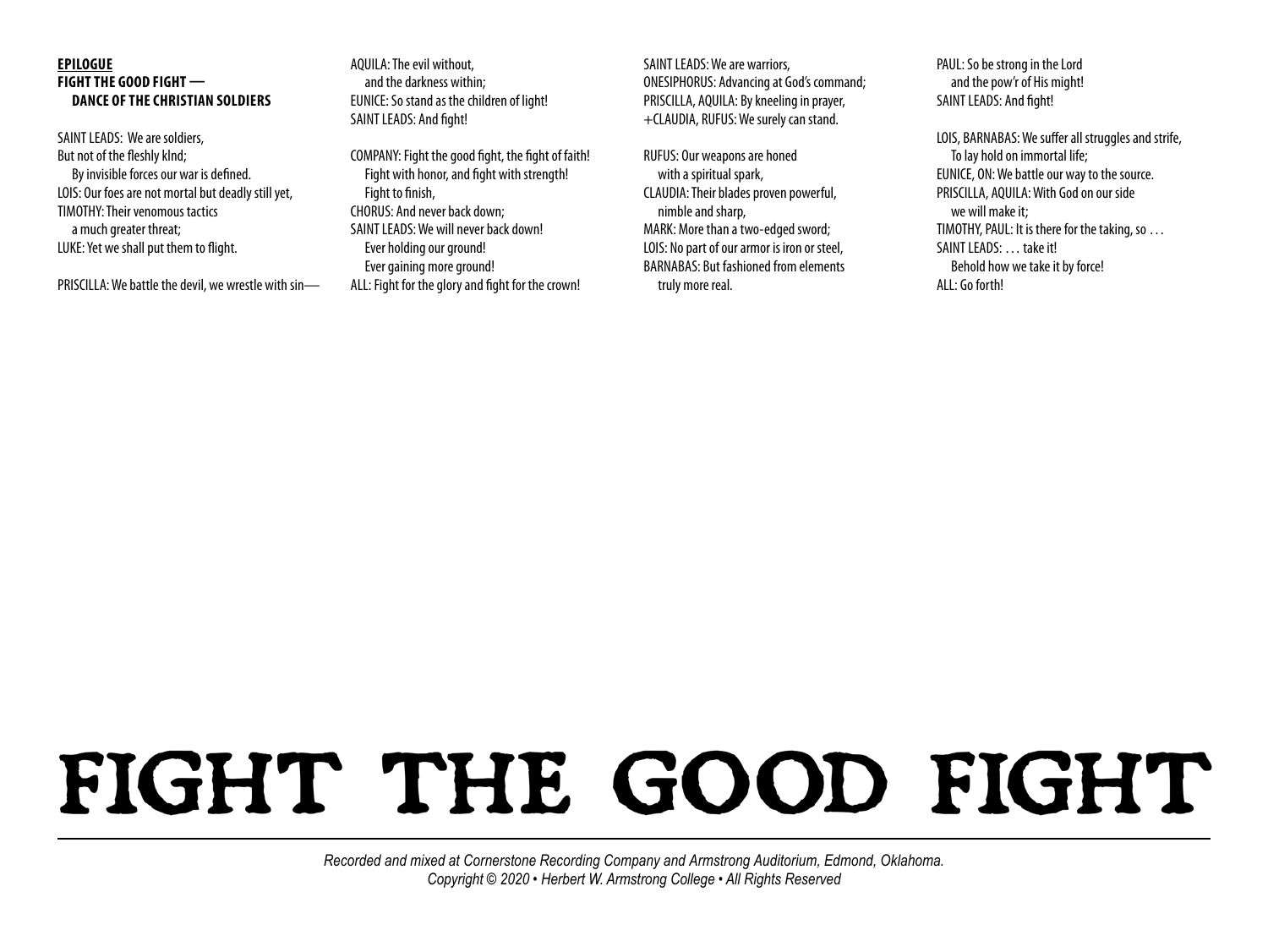**EPILOGUE**
**FIGHT THE GOOD FIGHT —**
**DANCE OF THE CHRISTIAN SOLDIERS**

SAINT LEADS: We are soldiers,
But not of the fleshly kInd;
By invisible forces our war is defined.
LOIS: Our foes are not mortal but deadly still yet,
TIMOTHY: Their venomous tactics
a much greater threat;
LUKE: Yet we shall put them to flight.

PRISCILLA: We battle the devil, we wrestle with sin—
AQUILA: The evil without,
and the darkness within;
EUNICE: So stand as the children of light!
SAINT LEADS: And fight!

COMPANY: Fight the good fight, the fight of faith!
Fight with honor, and fight with strength!
Fight to finish,
CHORUS: And never back down;
SAINT LEADS: We will never back down!
Ever holding our ground!
Ever gaining more ground!
ALL: Fight for the glory and fight for the crown!

SAINT LEADS: We are warriors,
ONESIPHORUS: Advancing at God's command;
PRISCILLA, AQUILA: By kneeling in prayer,
+CLAUDIA, RUFUS: We surely can stand.

RUFUS: Our weapons are honed
with a spiritual spark,
CLAUDIA: Their blades proven powerful,
nimble and sharp,
MARK: More than a two-edged sword;
LOIS: No part of our armor is iron or steel,
BARNABAS: But fashioned from elements
truly more real.

PAUL: So be strong in the Lord
and the pow'r of His might!
SAINT LEADS: And fight!

LOIS, BARNABAS: We suffer all struggles and strife,
To lay hold on immortal life;
EUNICE, ON: We battle our way to the source.
PRISCILLA, AQUILA: With God on our side
we will make it;
TIMOTHY, PAUL: It is there for the taking, so . . .
SAINT LEADS: . . . take it!
Behold how we take it by force!
ALL: Go forth!

# FIGHT THE GOOD FIGHT

*Recorded and mixed at Cornerstone Recording Company and Armstrong Auditorium, Edmond, Oklahoma.*
*Copyright © 2020 • Herbert W. Armstrong College • All Rights Reserved*